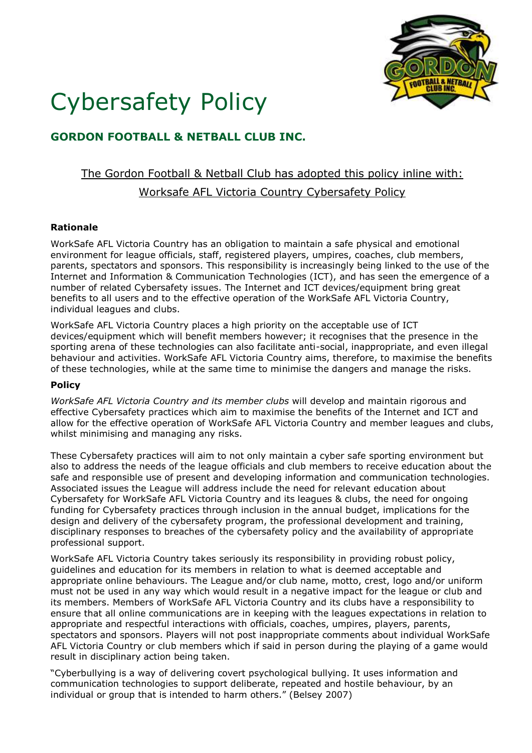# Cybersafety Policy

## GORDON FOOTBALL & NETBALL CLUB INC.

The Gordon Football & Netball Club has adopted this policy inline with:

Worksafe AFL Victoria Country Cybersafety Policy

**Rationale**

WorkSafe AFL Victoria Country has an obligation to maintain a safe physical and emotional environment for league officials, staff, registered players, umpires, coaches, club members, parents, spectators and sponsors. This responsibility is increasingly being linked to the use of the Internet and Information & Communication Technologies (ICT), and has seen the emergence of a number of related Cybersafety issues. The Internet and ICT devices/equipment bring great benefits to all users and to the effective operation of the WorkSafe AFL Victoria Country, individual leagues and clubs.

WorkSafe AFL Victoria Country places a high priority on the acceptable use of ICT devices/equipment which will benefit members however; it recognises that the presence in the sporting arena of these technologies can also facilitate anti-social, inappropriate, and even illegal behaviour and activities. WorkSafe AFL Victoria Country aims, therefore, to maximise the benefits of these technologies, while at the same time to minimise the dangers and manage the risks.

**Policy**

*WorkSafe AFL Victoria Country and its member clubs* will develop and maintain rigorous and effective Cybersafety practices which aim to maximise the benefits of the Internet and ICT and allow for the effective operation of WorkSafe AFL Victoria Country and member leagues and clubs, whilst minimising and managing any risks.

These Cybersafety practices will aim to not only maintain a cyber safe sporting environment but also to address the needs of the league officials and club members to receive education about the safe and responsible use of present and developing information and communication technologies. Associated issues the League will address include the need for relevant education about Cybersafety for WorkSafe AFL Victoria Country and its leagues & clubs, the need for ongoing funding for Cybersafety practices through inclusion in the annual budget, implications for the design and delivery of the cybersafety program, the professional development and training, disciplinary responses to breaches of the cybersafety policy and the availability of appropriate professional support.

WorkSafe AFL Victoria Country takes seriously its responsibility in providing robust policy, guidelines and education for its members in relation to what is deemed acceptable and appropriate online behaviours. The League and/or club name, motto, crest, logo and/or uniform must not be used in any way which would result in a negative impact for the league or club and its members. Members of WorkSafe AFL Victoria Country and its clubs have a responsibility to ensure that all online communications are in keeping with the leagues expectations in relation to appropriate and respectful interactions with officials, coaches, umpires, players, parents, spectators and sponsors. Players will not post inappropriate comments about individual WorkSafe AFL Victoria Country or club members which if said in person during the playing of a game would result in disciplinary action being taken.

"Cyberbullying is a way of delivering covert psychological bullying. It uses information and communication technologies to support deliberate, repeated and hostile behaviour, by an individual or group that is intended to harm others." (Belsey 2007)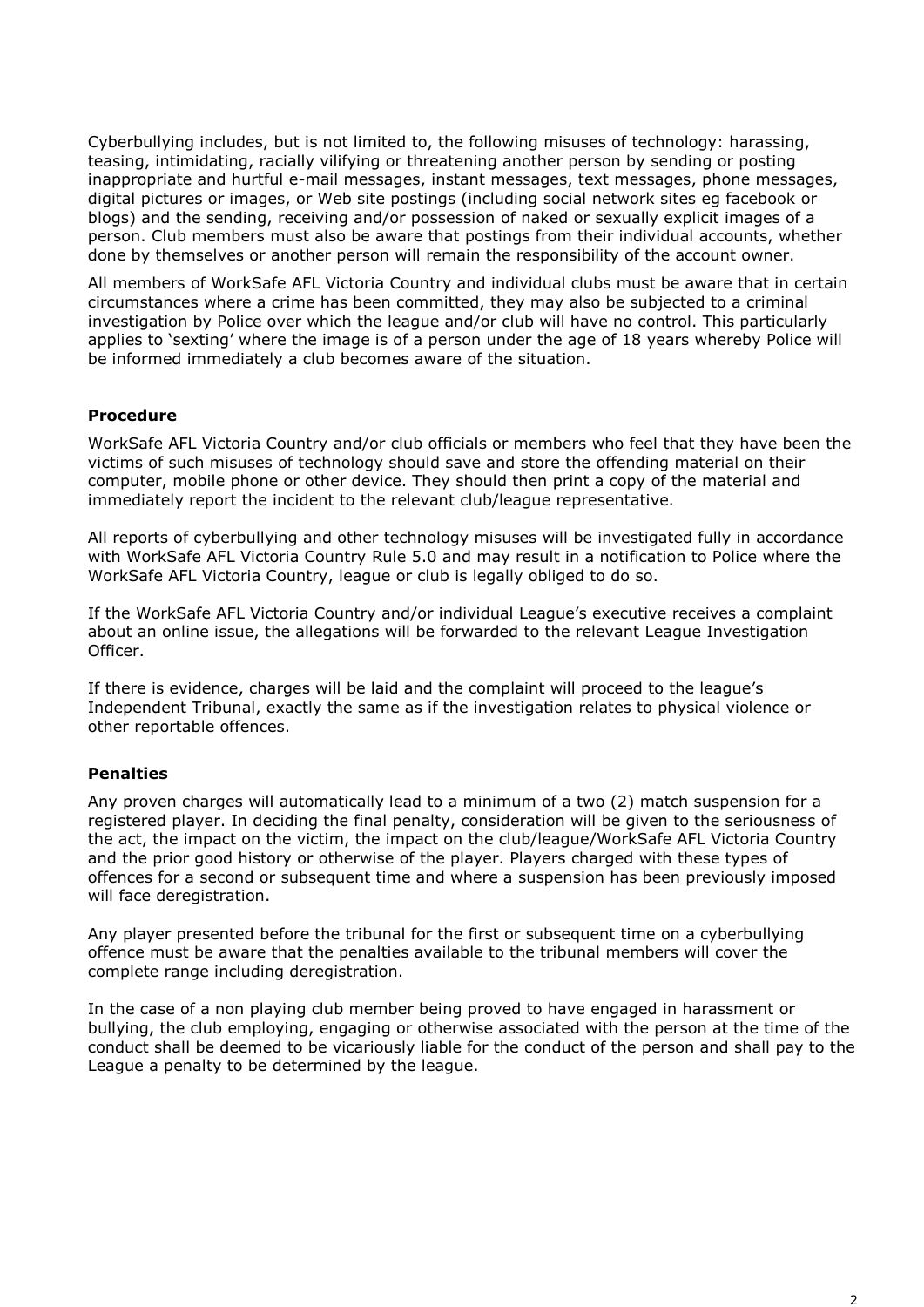Cyberbullying includes, but is not limited to, the following misuses of technology: harassing, teasing, intimidating, racially vilifying or threatening another person by sending or posting inappropriate and hurtful e-mail messages, instant messages, text messages, phone messages, digital pictures or images, or Web site postings (including social network sites eg facebook or blogs) and the sending, receiving and/or possession of naked or sexually explicit images of a person. Club members must also be aware that postings from their individual accounts, whether done by themselves or another person will remain the responsibility of the account owner.

All members of WorkSafe AFL Victoria Country and individual clubs must be aware that in certain circumstances where a crime has been committed, they may also be subjected to a criminal investigation by Police over which the league and/or club will have no control. This particularly applies to 'sexting' where the image is of a person under the age of 18 years whereby Police will be informed immediately a club becomes aware of the situation.

**Procedure**

WorkSafe AFL Victoria Country and/or club officials or members who feel that they have been the victims of such misuses of technology should save and store the offending material on their computer, mobile phone or other device. They should then print a copy of the material and immediately report the incident to the relevant club/league representative.

All reports of cyberbullying and other technology misuses will be investigated fully in accordance with WorkSafe AFL Victoria Country Rule 5.0 and may result in a notification to Police where the WorkSafe AFL Victoria Country, league or club is legally obliged to do so.

If the WorkSafe AFL Victoria Country and/or individual League's executive receives a complaint about an online issue, the allegations will be forwarded to the relevant League Investigation Officer.

If there is evidence, charges will be laid and the complaint will proceed to the league's Independent Tribunal, exactly the same as if the investigation relates to physical violence or other reportable offences.

**Penalties**

Any proven charges will automatically lead to a minimum of a two (2) match suspension for a registered player. In deciding the final penalty, consideration will be given to the seriousness of the act, the impact on the victim, the impact on the club/league/WorkSafe AFL Victoria Country and the prior good history or otherwise of the player. Players charged with these types of offences for a second or subsequent time and where a suspension has been previously imposed will face deregistration.

Any player presented before the tribunal for the first or subsequent time on a cyberbullying offence must be aware that the penalties available to the tribunal members will cover the complete range including deregistration.

In the case of a non playing club member being proved to have engaged in harassment or bullying, the club employing, engaging or otherwise associated with the person at the time of the conduct shall be deemed to be vicariously liable for the conduct of the person and shall pay to the League a penalty to be determined by the league.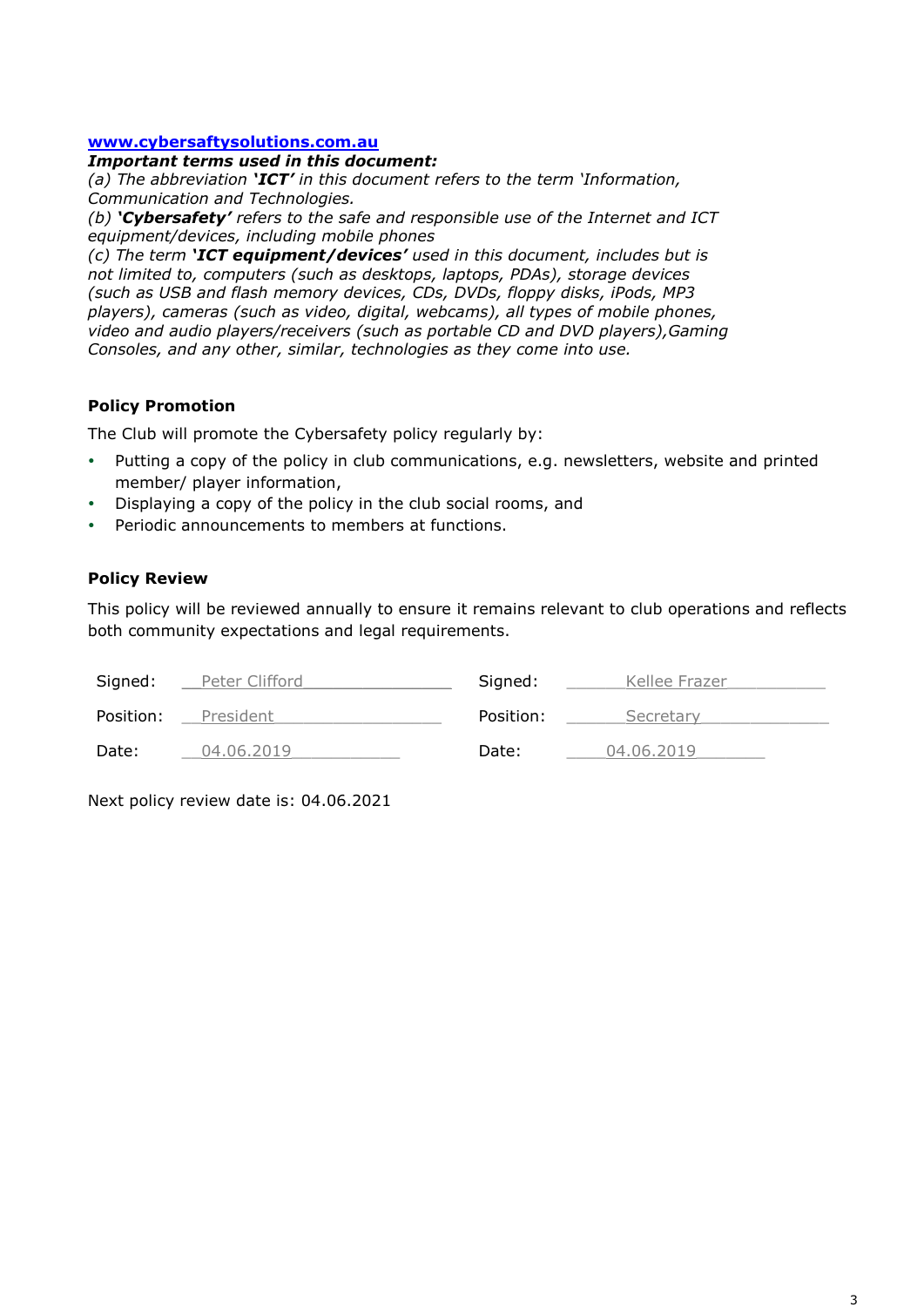**[www.cybersaftysolutions.com.au](http://www.cybersaftysolutions.com.au)**

***Important terms used in this document:***

*(a) The abbreviation **'ICT'** in this document refers to the term 'Information, Communication and Technologies.*

*(b) **'Cybersafety'** refers to the safe and responsible use of the Internet and ICT equipment/devices, including mobile phones*

*(c) The term **'ICT equipment/devices'** used in this document, includes but is not limited to, computers (such as desktops, laptops, PDAs), storage devices (such as USB and flash memory devices, CDs, DVDs, floppy disks, iPods, MP3 players), cameras (such as video, digital, webcams), all types of mobile phones, video and audio players/receivers (such as portable CD and DVD players),Gaming Consoles, and any other, similar, technologies as they come into use.*

### Policy Promotion

The Club will promote the Cybersafety policy regularly by:

- Putting a copy of the policy in club communications, e.g. newsletters, website and printed member/ player information,
- Displaying a copy of the policy in the club social rooms, and
- Periodic announcements to members at functions.

### Policy Review

This policy will be reviewed annually to ensure it remains relevant to club operations and reflects both community expectations and legal requirements.

| | | | |
|---|---|---|---|
| Signed: | Peter Clifford | Signed: | Kellee Frazer |
| Position: | President | Position: | Secretary |
| Date: | 04.06.2019 | Date: | 04.06.2019 |

Next policy review date is: 04.06.2021